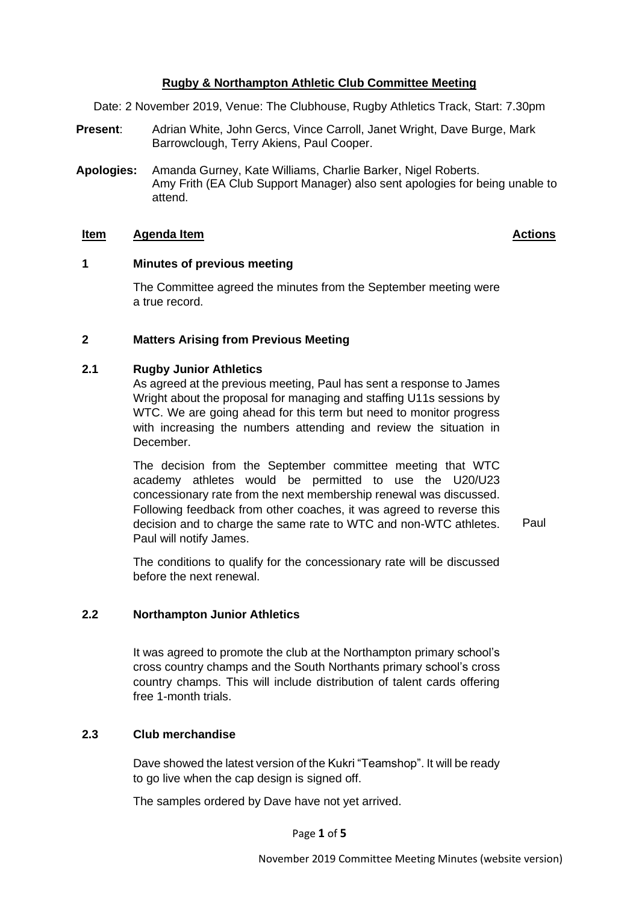# Rugby & Northampton Athletic Club Committee Meeting

Date: 2 November 2019, Venue: The Clubhouse, Rugby Athletics Track, Start: 7.30pm

**Present**: Adrian White, John Gercs, Vince Carroll, Janet Wright, Dave Burge, Mark Barrowclough, Terry Akiens, Paul Cooper.

**Apologies:** Amanda Gurney, Kate Williams, Charlie Barker, Nigel Roberts. Amy Frith (EA Club Support Manager) also sent apologies for being unable to attend.

| Item | Agenda Item | Actions |
|---|---|---|
| **1** | **Minutes of previous meeting** | |
| | The Committee agreed the minutes from the September meeting were a true record. | |
| **2** | **Matters Arising from Previous Meeting** | |
| **2.1** | **Rugby Junior Athletics** | |
| | As agreed at the previous meeting, Paul has sent a response to James Wright about the proposal for managing and staffing U11s sessions by WTC. We are going ahead for this term but need to monitor progress with increasing the numbers attending and review the situation in December. | |
| | The decision from the September committee meeting that WTC academy athletes would be permitted to use the U20/U23 concessionary rate from the next membership renewal was discussed. Following feedback from other coaches, it was agreed to reverse this decision and to charge the same rate to WTC and non-WTC athletes. Paul will notify James. | Paul |
| | The conditions to qualify for the concessionary rate will be discussed before the next renewal. | |
| **2.2** | **Northampton Junior Athletics** | |
| | It was agreed to promote the club at the Northampton primary school's cross country champs and the South Northants primary school's cross country champs. This will include distribution of talent cards offering free 1-month trials. | |
| **2.3** | **Club merchandise** | |
| | Dave showed the latest version of the Kukri "Teamshop". It will be ready to go live when the cap design is signed off. | |
| | The samples ordered by Dave have not yet arrived. | |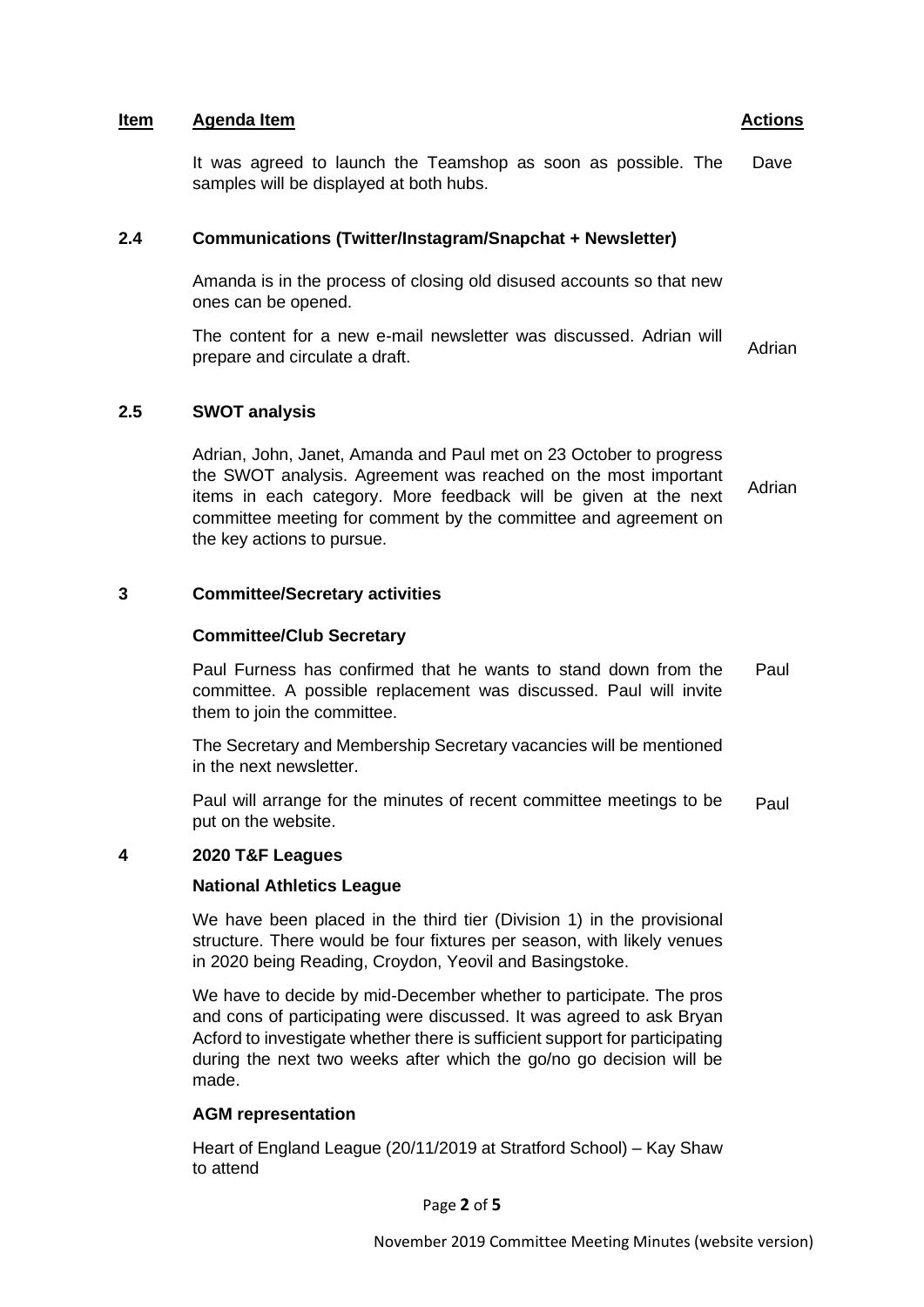| Item | Agenda Item | Actions |
| --- | --- | --- |
| | It was agreed to launch the Teamshop as soon as possible. The samples will be displayed at both hubs. | Dave |
| **2.4** | **Communications (Twitter/Instagram/Snapchat + Newsletter)** | |
| | Amanda is in the process of closing old disused accounts so that new ones can be opened. | |
| | The content for a new e-mail newsletter was discussed. Adrian will prepare and circulate a draft. | Adrian |
| **2.5** | **SWOT analysis** | |
| | Adrian, John, Janet, Amanda and Paul met on 23 October to progress the SWOT analysis. Agreement was reached on the most important items in each category. More feedback will be given at the next committee meeting for comment by the committee and agreement on the key actions to pursue. | Adrian |
| **3** | **Committee/Secretary activities** | |
| | **Committee/Club Secretary** | |
| | Paul Furness has confirmed that he wants to stand down from the committee. A possible replacement was discussed. Paul will invite them to join the committee. | Paul |
| | The Secretary and Membership Secretary vacancies will be mentioned in the next newsletter. | |
| | Paul will arrange for the minutes of recent committee meetings to be put on the website. | Paul |
| **4** | **2020 T&F Leagues** | |
| | **National Athletics League** | |
| | We have been placed in the third tier (Division 1) in the provisional structure. There would be four fixtures per season, with likely venues in 2020 being Reading, Croydon, Yeovil and Basingstoke. | |
| | We have to decide by mid-December whether to participate. The pros and cons of participating were discussed. It was agreed to ask Bryan Acford to investigate whether there is sufficient support for participating during the next two weeks after which the go/no go decision will be made. | |
| | **AGM representation** | |
| | Heart of England League (20/11/2019 at Stratford School) – Kay Shaw to attend | |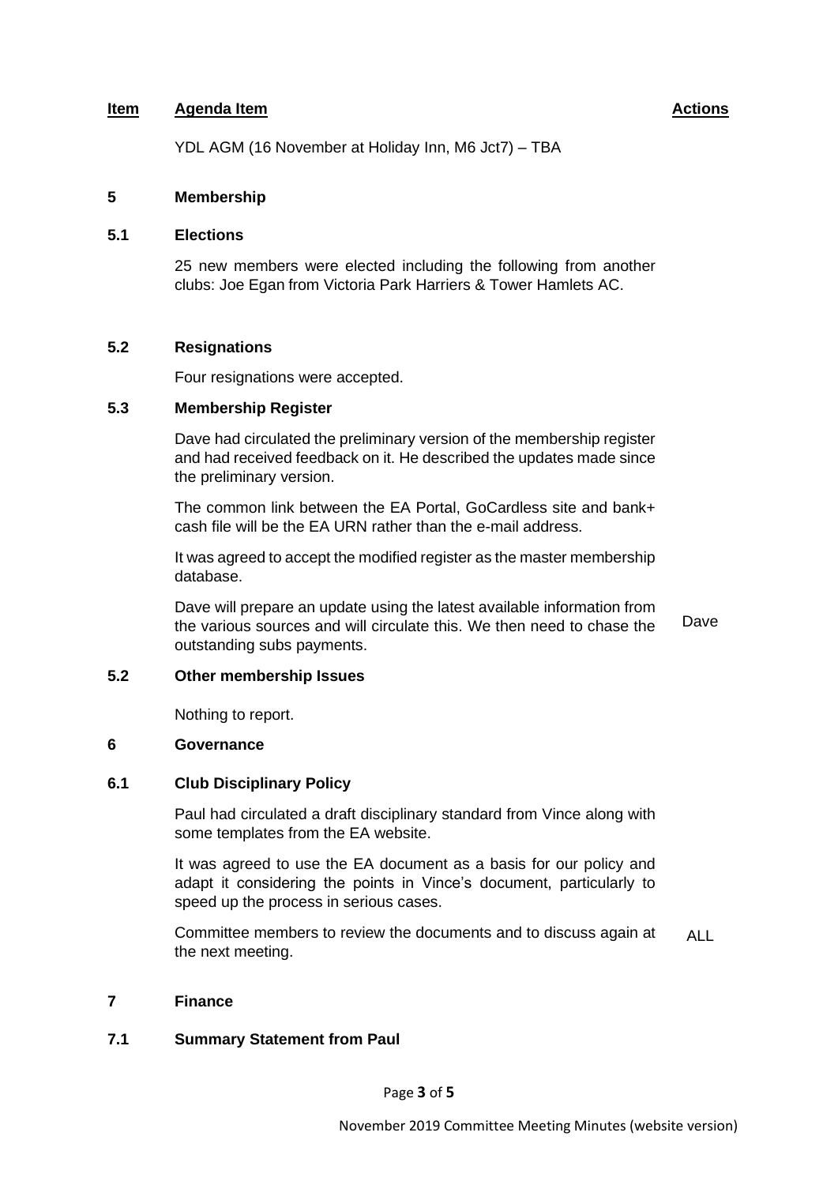| Item | Agenda Item | Actions |
|---|---|---|
| | YDL AGM (16 November at Holiday Inn, M6 Jct7) – TBA | |
| **5** | **Membership** | |
| **5.1** | **Elections** | |
| | 25 new members were elected including the following from another clubs: Joe Egan from Victoria Park Harriers & Tower Hamlets AC. | |
| **5.2** | **Resignations** | |
| | Four resignations were accepted. | |
| **5.3** | **Membership Register** | |
| | Dave had circulated the preliminary version of the membership register and had received feedback on it. He described the updates made since the preliminary version. | |
| | The common link between the EA Portal, GoCardless site and bank+ cash file will be the EA URN rather than the e-mail address. | |
| | It was agreed to accept the modified register as the master membership database. | |
| | Dave will prepare an update using the latest available information from the various sources and will circulate this. We then need to chase the outstanding subs payments. | Dave |
| **5.2** | **Other membership Issues** | |
| | Nothing to report. | |
| **6** | **Governance** | |
| **6.1** | **Club Disciplinary Policy** | |
| | Paul had circulated a draft disciplinary standard from Vince along with some templates from the EA website. | |
| | It was agreed to use the EA document as a basis for our policy and adapt it considering the points in Vince's document, particularly to speed up the process in serious cases. | |
| | Committee members to review the documents and to discuss again at the next meeting. | ALL |
| **7** | **Finance** | |
| **7.1** | **Summary Statement from Paul** | |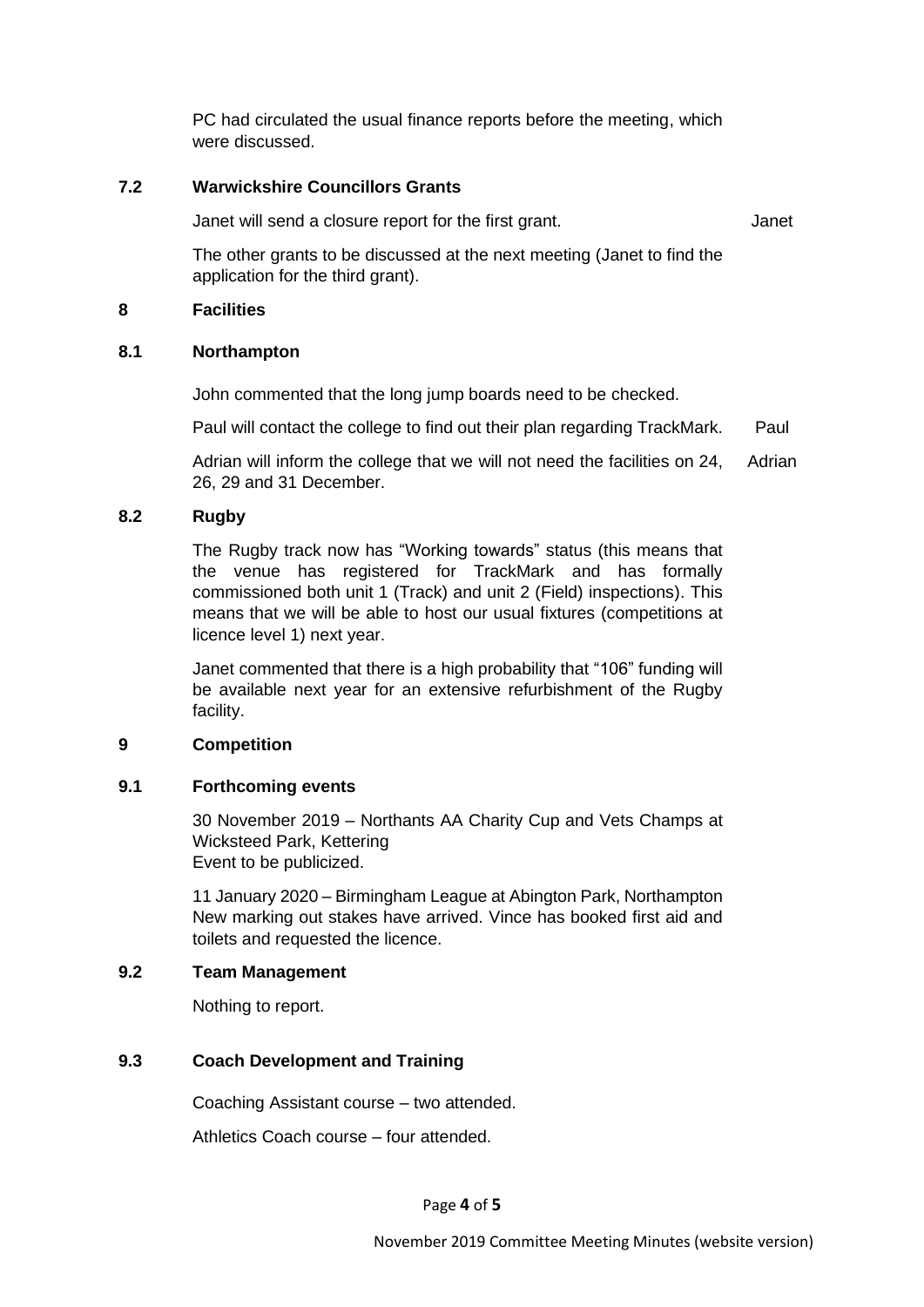PC had circulated the usual finance reports before the meeting, which were discussed.

### 7.2 Warwickshire Councillors Grants

Janet will send a closure report for the first grant. — **Janet**

The other grants to be discussed at the next meeting (Janet to find the application for the third grant).

## 8 Facilities

### 8.1 Northampton

John commented that the long jump boards need to be checked.

Paul will contact the college to find out their plan regarding TrackMark. — **Paul**

Adrian will inform the college that we will not need the facilities on 24, 26, 29 and 31 December. — **Adrian**

### 8.2 Rugby

The Rugby track now has "Working towards" status (this means that the venue has registered for TrackMark and has formally commissioned both unit 1 (Track) and unit 2 (Field) inspections). This means that we will be able to host our usual fixtures (competitions at licence level 1) next year.

Janet commented that there is a high probability that "106" funding will be available next year for an extensive refurbishment of the Rugby facility.

## 9 Competition

### 9.1 Forthcoming events

30 November 2019 – Northants AA Charity Cup and Vets Champs at Wicksteed Park, Kettering
Event to be publicized.

11 January 2020 – Birmingham League at Abington Park, Northampton
New marking out stakes have arrived. Vince has booked first aid and toilets and requested the licence.

### 9.2 Team Management

Nothing to report.

### 9.3 Coach Development and Training

Coaching Assistant course – two attended.

Athletics Coach course – four attended.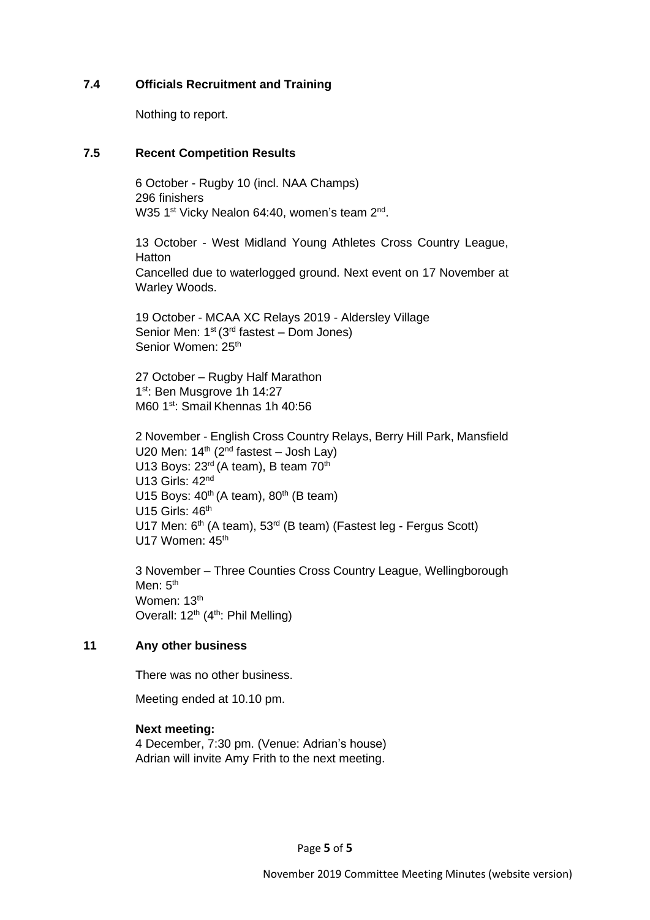### 7.4 Officials Recruitment and Training

Nothing to report.

### 7.5 Recent Competition Results

6 October - Rugby 10 (incl. NAA Champs)
296 finishers
W35 1st Vicky Nealon 64:40, women's team 2nd.

13 October - West Midland Young Athletes Cross Country League, Hatton
Cancelled due to waterlogged ground. Next event on 17 November at Warley Woods.

19 October - MCAA XC Relays 2019 - Aldersley Village
Senior Men: 1st (3rd fastest – Dom Jones)
Senior Women: 25th

27 October – Rugby Half Marathon
1st: Ben Musgrove 1h 14:27
M60 1st: Smail Khennas 1h 40:56

2 November - English Cross Country Relays, Berry Hill Park, Mansfield
U20 Men: 14th (2nd fastest – Josh Lay)
U13 Boys: 23rd (A team), B team 70th
U13 Girls: 42nd
U15 Boys: 40th (A team), 80th (B team)
U15 Girls: 46th
U17 Men: 6th (A team), 53rd (B team) (Fastest leg - Fergus Scott)
U17 Women: 45th

3 November – Three Counties Cross Country League, Wellingborough
Men: 5th
Women: 13th
Overall: 12th (4th: Phil Melling)

### 11 Any other business

There was no other business.

Meeting ended at 10.10 pm.

**Next meeting:**
4 December, 7:30 pm. (Venue: Adrian's house)
Adrian will invite Amy Frith to the next meeting.